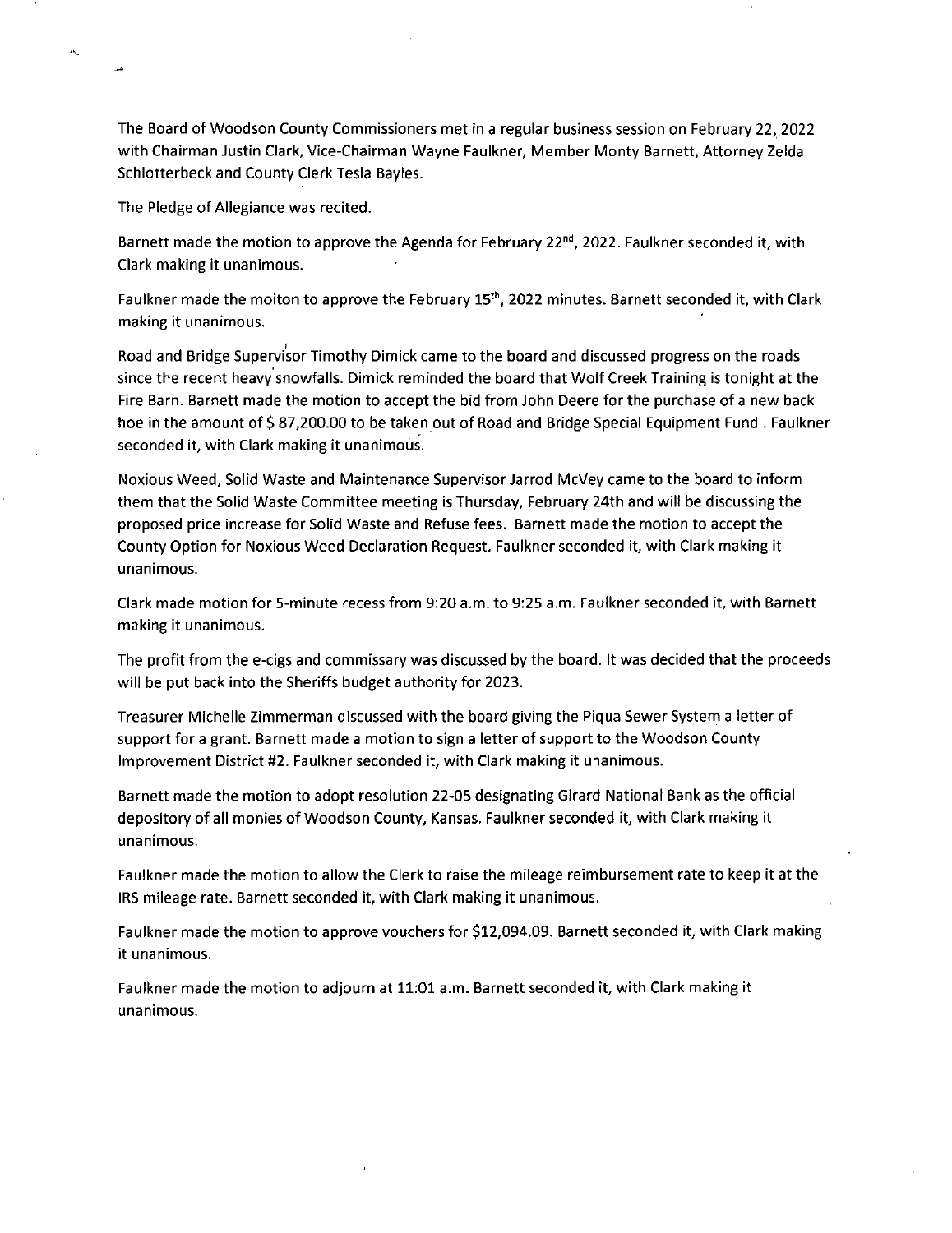The Board of Woodson County Commissioners met in a regular business session on February 22, 2022 with Chairman Justin Clark, Vice-Chairman Wayne Faulkner, Member Monty Barnett, Attorney Zelda Schlotterbeck and County Clerk Tesla Bayles.

The Pledge of Allegiance was recited.

Barnett made the motion to approve the Agenda for February 22nd, 2022. Faulkner seconded it, with Clark making it unanimous.

Faulkner made the moiton to approve the February 15th, 2022 minutes. Barnett seconded it, with Clark making it unanimous.

Road and Bridge Supervisor Timothy Dimick came to the board and discussed progress on the roads since the recent heavy snowfalls. Dimick reminded the board that Wolf Creek Training is tonight at the Fire Barn. Barnett made the motion to accept the bid from John Deere for the purchase of a new back hoe in the amount of $ 87,200.00 to be taken out of Road and Bridge Special Equipment Fund . Faulkner seconded it, with Clark making it unanimous.

Noxious Weed, Solid Waste and Maintenance Supervisor Jarrod McVey came to the board to inform them that the Solid Waste Committee meeting is Thursday, February 24th and will be discussing the proposed price increase for Solid Waste and Refuse fees. Barnett made the motion to accept the County Option for Noxious Weed Declaration Request. Faulkner seconded it, with Clark making it unanimous.

Clark made motion for 5-minute recess from 9:20 a.m. to 9:25 a.m. Faulkner seconded it, with Barnett making it unanimous.

The profit from the e-cigs and commissary was discussed by the board. It was decided that the proceeds will be put back into the Sheriffs budget authority for 2023.

Treasurer Michelle Zimmerman discussed with the board giving the Piqua Sewer System a letter of support for a grant. Barnett made a motion to sign a letter of support to the Woodson County Improvement District #2. Faulkner seconded it, with Clark making it unanimous.

Barnett made the motion to adopt resolution 22-05 designating Girard National Bank as the official depository of all monies of Woodson County, Kansas. Faulkner seconded it, with Clark making it unanimous.

Faulkner made the motion to allow the Clerk to raise the mileage reimbursement rate to keep it at the IRS mileage rate. Barnett seconded it, with Clark making it unanimous.

Faulkner made the motion to approve vouchers for $12,094.09. Barnett seconded it, with Clark making it unanimous.

Faulkner made the motion to adjourn at 11:01 a.m. Barnett seconded it, with Clark making it unanimous.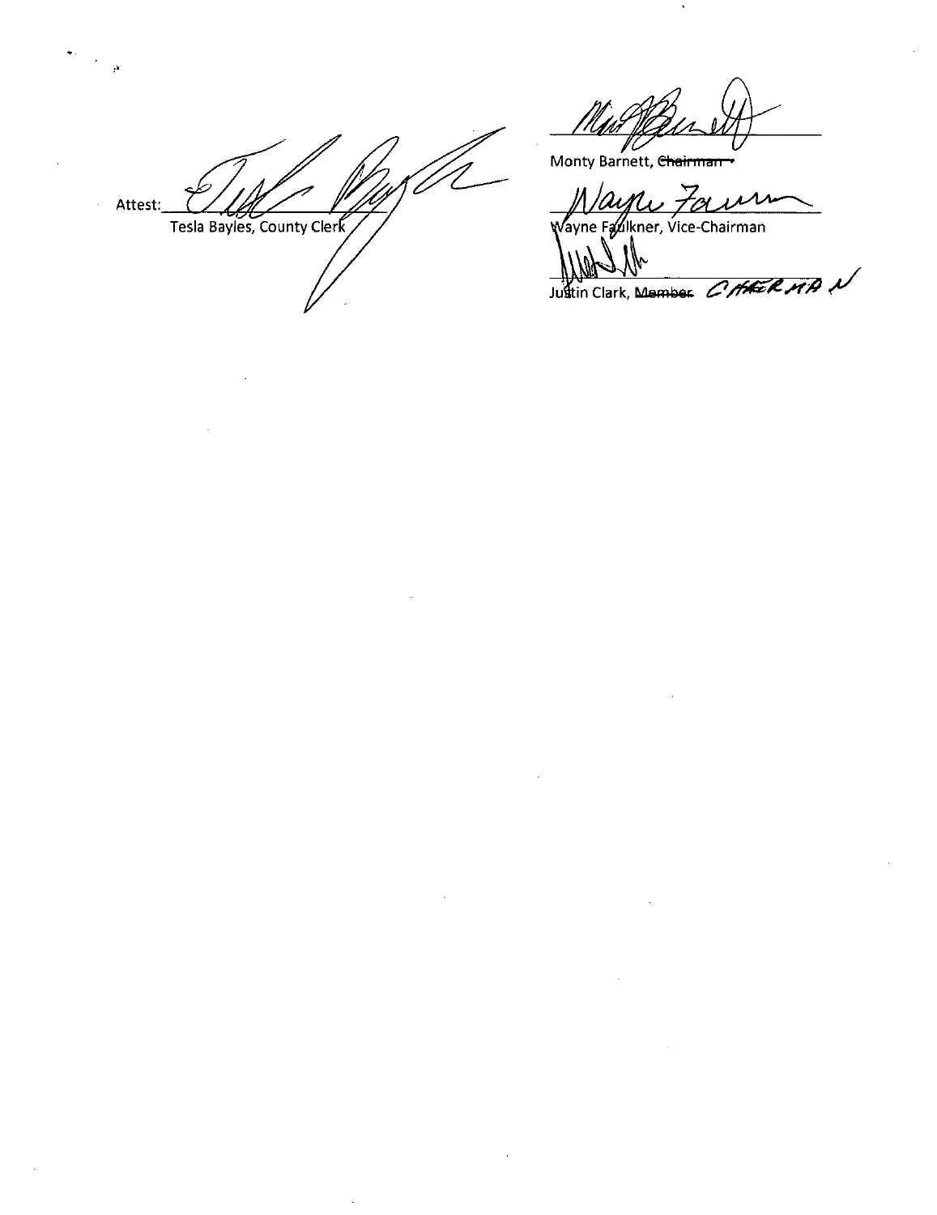Attest: ______________________
Tesla Bayles, County Clerk

______________________
Monty Barnett, ~~Chairman~~

______________________
Wayne Faulkner, Vice-Chairman

______________________
Justin Clark, ~~Member~~ CHAIRMAN